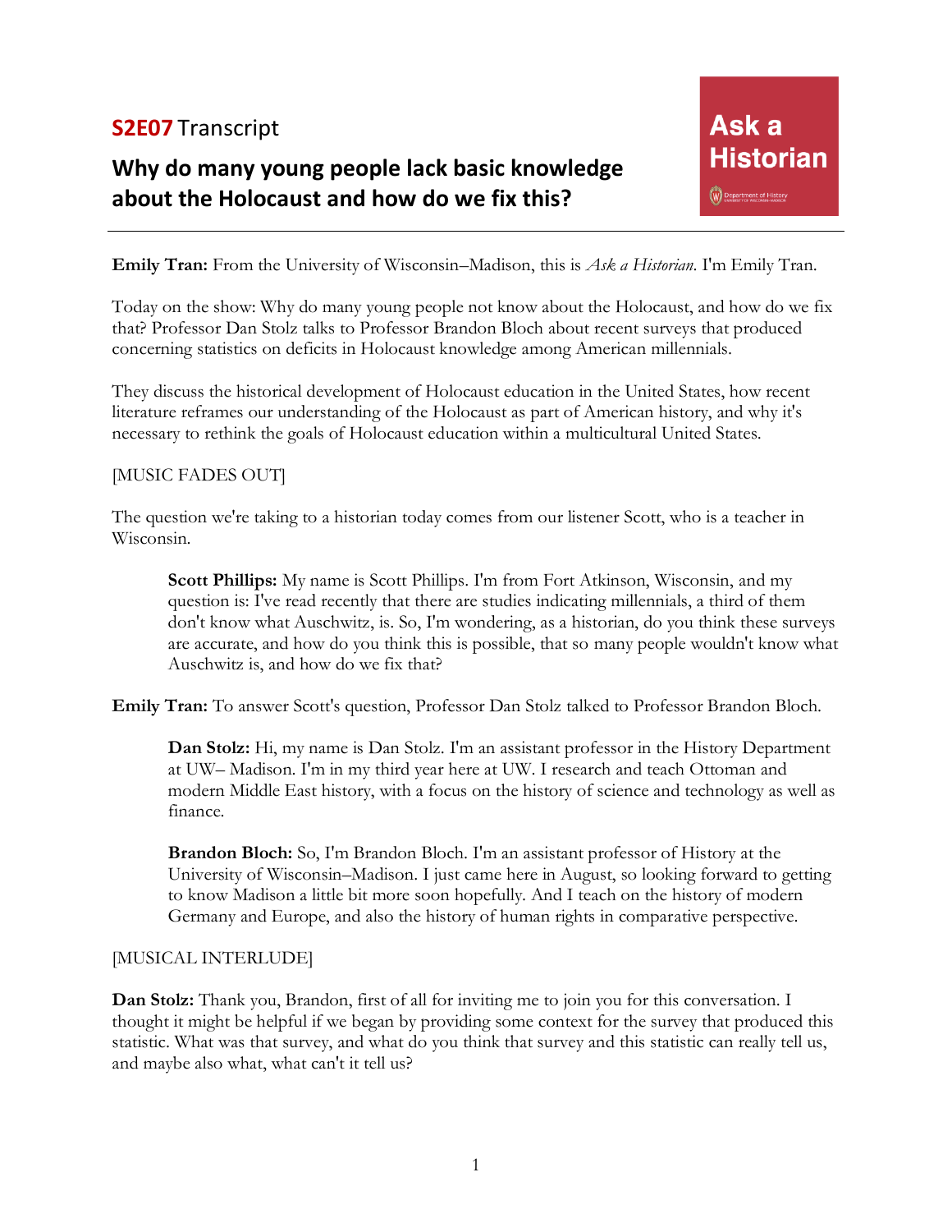**S2E07** Transcript

# Why do many young people lack basic knowledge about the Holocaust and how do we fix this?

Ask a Historian

Department of History

---

**Emily Tran:** From the University of Wisconsin–Madison, this is *Ask a Historian*. I'm Emily Tran.

Today on the show: Why do many young people not know about the Holocaust, and how do we fix that? Professor Dan Stolz talks to Professor Brandon Bloch about recent surveys that produced concerning statistics on deficits in Holocaust knowledge among American millennials.

They discuss the historical development of Holocaust education in the United States, how recent literature reframes our understanding of the Holocaust as part of American history, and why it's necessary to rethink the goals of Holocaust education within a multicultural United States.

[MUSIC FADES OUT]

The question we're taking to a historian today comes from our listener Scott, who is a teacher in Wisconsin.

> **Scott Phillips:** My name is Scott Phillips. I'm from Fort Atkinson, Wisconsin, and my question is: I've read recently that there are studies indicating millennials, a third of them don't know what Auschwitz, is. So, I'm wondering, as a historian, do you think these surveys are accurate, and how do you think this is possible, that so many people wouldn't know what Auschwitz is, and how do we fix that?

**Emily Tran:** To answer Scott's question, Professor Dan Stolz talked to Professor Brandon Bloch.

> **Dan Stolz:** Hi, my name is Dan Stolz. I'm an assistant professor in the History Department at UW– Madison. I'm in my third year here at UW. I research and teach Ottoman and modern Middle East history, with a focus on the history of science and technology as well as finance.

> **Brandon Bloch:** So, I'm Brandon Bloch. I'm an assistant professor of History at the University of Wisconsin–Madison. I just came here in August, so looking forward to getting to know Madison a little bit more soon hopefully. And I teach on the history of modern Germany and Europe, and also the history of human rights in comparative perspective.

[MUSICAL INTERLUDE]

**Dan Stolz:** Thank you, Brandon, first of all for inviting me to join you for this conversation. I thought it might be helpful if we began by providing some context for the survey that produced this statistic. What was that survey, and what do you think that survey and this statistic can really tell us, and maybe also what, what can't it tell us?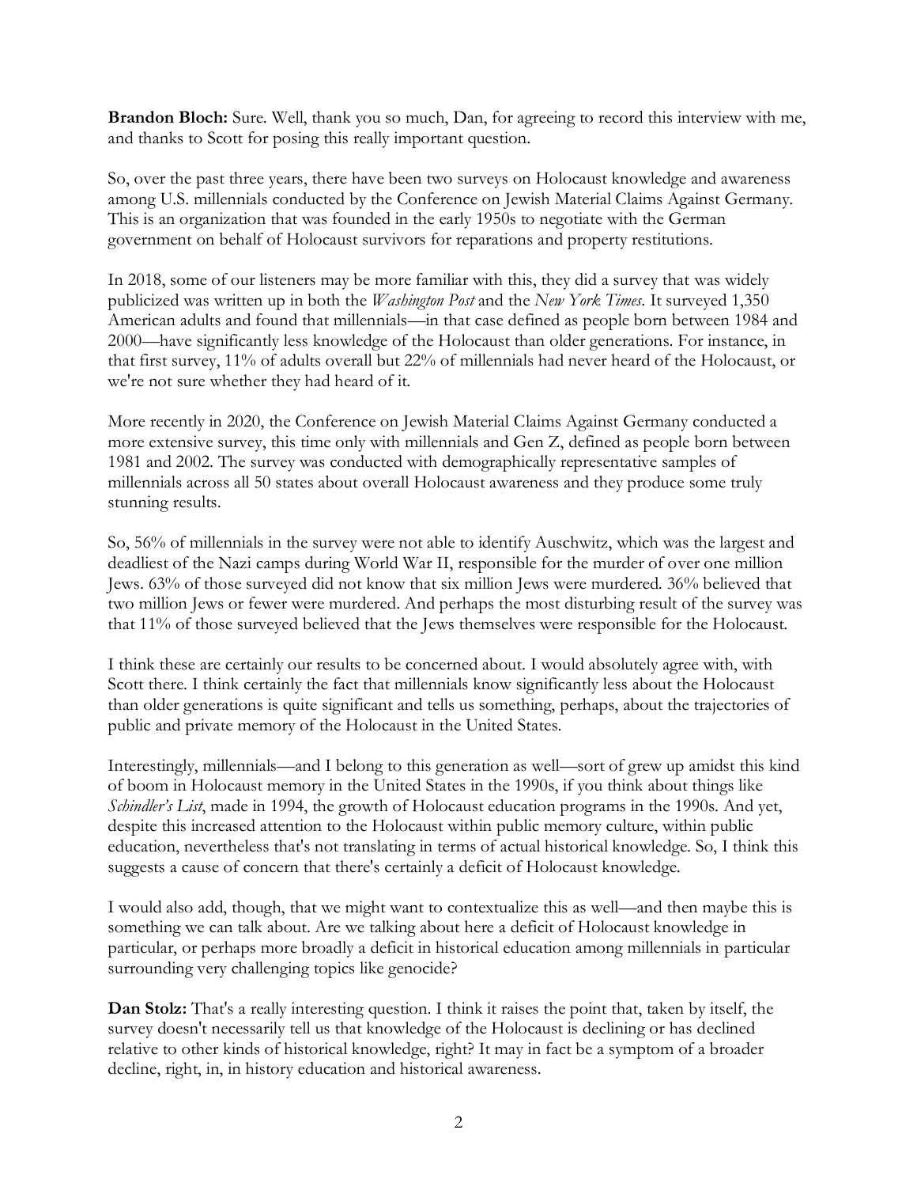**Brandon Bloch:** Sure. Well, thank you so much, Dan, for agreeing to record this interview with me, and thanks to Scott for posing this really important question.

So, over the past three years, there have been two surveys on Holocaust knowledge and awareness among U.S. millennials conducted by the Conference on Jewish Material Claims Against Germany. This is an organization that was founded in the early 1950s to negotiate with the German government on behalf of Holocaust survivors for reparations and property restitutions.

In 2018, some of our listeners may be more familiar with this, they did a survey that was widely publicized was written up in both the *Washington Post* and the *New York Times*. It surveyed 1,350 American adults and found that millennials—in that case defined as people born between 1984 and 2000—have significantly less knowledge of the Holocaust than older generations. For instance, in that first survey, 11% of adults overall but 22% of millennials had never heard of the Holocaust, or we're not sure whether they had heard of it.

More recently in 2020, the Conference on Jewish Material Claims Against Germany conducted a more extensive survey, this time only with millennials and Gen Z, defined as people born between 1981 and 2002. The survey was conducted with demographically representative samples of millennials across all 50 states about overall Holocaust awareness and they produce some truly stunning results.

So, 56% of millennials in the survey were not able to identify Auschwitz, which was the largest and deadliest of the Nazi camps during World War II, responsible for the murder of over one million Jews. 63% of those surveyed did not know that six million Jews were murdered. 36% believed that two million Jews or fewer were murdered. And perhaps the most disturbing result of the survey was that 11% of those surveyed believed that the Jews themselves were responsible for the Holocaust.

I think these are certainly our results to be concerned about. I would absolutely agree with, with Scott there. I think certainly the fact that millennials know significantly less about the Holocaust than older generations is quite significant and tells us something, perhaps, about the trajectories of public and private memory of the Holocaust in the United States.

Interestingly, millennials—and I belong to this generation as well—sort of grew up amidst this kind of boom in Holocaust memory in the United States in the 1990s, if you think about things like *Schindler's List*, made in 1994, the growth of Holocaust education programs in the 1990s. And yet, despite this increased attention to the Holocaust within public memory culture, within public education, nevertheless that's not translating in terms of actual historical knowledge. So, I think this suggests a cause of concern that there's certainly a deficit of Holocaust knowledge.

I would also add, though, that we might want to contextualize this as well—and then maybe this is something we can talk about. Are we talking about here a deficit of Holocaust knowledge in particular, or perhaps more broadly a deficit in historical education among millennials in particular surrounding very challenging topics like genocide?

**Dan Stolz:** That's a really interesting question. I think it raises the point that, taken by itself, the survey doesn't necessarily tell us that knowledge of the Holocaust is declining or has declined relative to other kinds of historical knowledge, right? It may in fact be a symptom of a broader decline, right, in, in history education and historical awareness.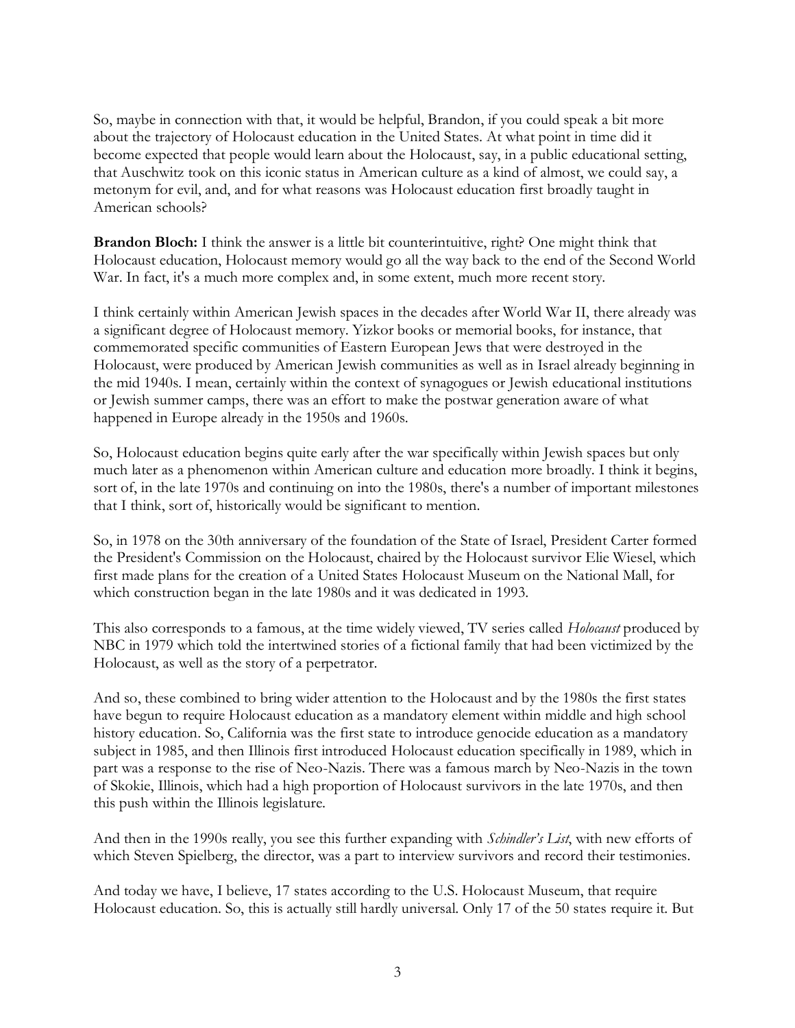So, maybe in connection with that, it would be helpful, Brandon, if you could speak a bit more about the trajectory of Holocaust education in the United States. At what point in time did it become expected that people would learn about the Holocaust, say, in a public educational setting, that Auschwitz took on this iconic status in American culture as a kind of almost, we could say, a metonym for evil, and, and for what reasons was Holocaust education first broadly taught in American schools?

**Brandon Bloch:** I think the answer is a little bit counterintuitive, right? One might think that Holocaust education, Holocaust memory would go all the way back to the end of the Second World War. In fact, it's a much more complex and, in some extent, much more recent story.

I think certainly within American Jewish spaces in the decades after World War II, there already was a significant degree of Holocaust memory. Yizkor books or memorial books, for instance, that commemorated specific communities of Eastern European Jews that were destroyed in the Holocaust, were produced by American Jewish communities as well as in Israel already beginning in the mid 1940s. I mean, certainly within the context of synagogues or Jewish educational institutions or Jewish summer camps, there was an effort to make the postwar generation aware of what happened in Europe already in the 1950s and 1960s.

So, Holocaust education begins quite early after the war specifically within Jewish spaces but only much later as a phenomenon within American culture and education more broadly. I think it begins, sort of, in the late 1970s and continuing on into the 1980s, there's a number of important milestones that I think, sort of, historically would be significant to mention.

So, in 1978 on the 30th anniversary of the foundation of the State of Israel, President Carter formed the President's Commission on the Holocaust, chaired by the Holocaust survivor Elie Wiesel, which first made plans for the creation of a United States Holocaust Museum on the National Mall, for which construction began in the late 1980s and it was dedicated in 1993.

This also corresponds to a famous, at the time widely viewed, TV series called *Holocaust* produced by NBC in 1979 which told the intertwined stories of a fictional family that had been victimized by the Holocaust, as well as the story of a perpetrator.

And so, these combined to bring wider attention to the Holocaust and by the 1980s the first states have begun to require Holocaust education as a mandatory element within middle and high school history education. So, California was the first state to introduce genocide education as a mandatory subject in 1985, and then Illinois first introduced Holocaust education specifically in 1989, which in part was a response to the rise of Neo-Nazis. There was a famous march by Neo-Nazis in the town of Skokie, Illinois, which had a high proportion of Holocaust survivors in the late 1970s, and then this push within the Illinois legislature.

And then in the 1990s really, you see this further expanding with *Schindler's List*, with new efforts of which Steven Spielberg, the director, was a part to interview survivors and record their testimonies.

And today we have, I believe, 17 states according to the U.S. Holocaust Museum, that require Holocaust education. So, this is actually still hardly universal. Only 17 of the 50 states require it. But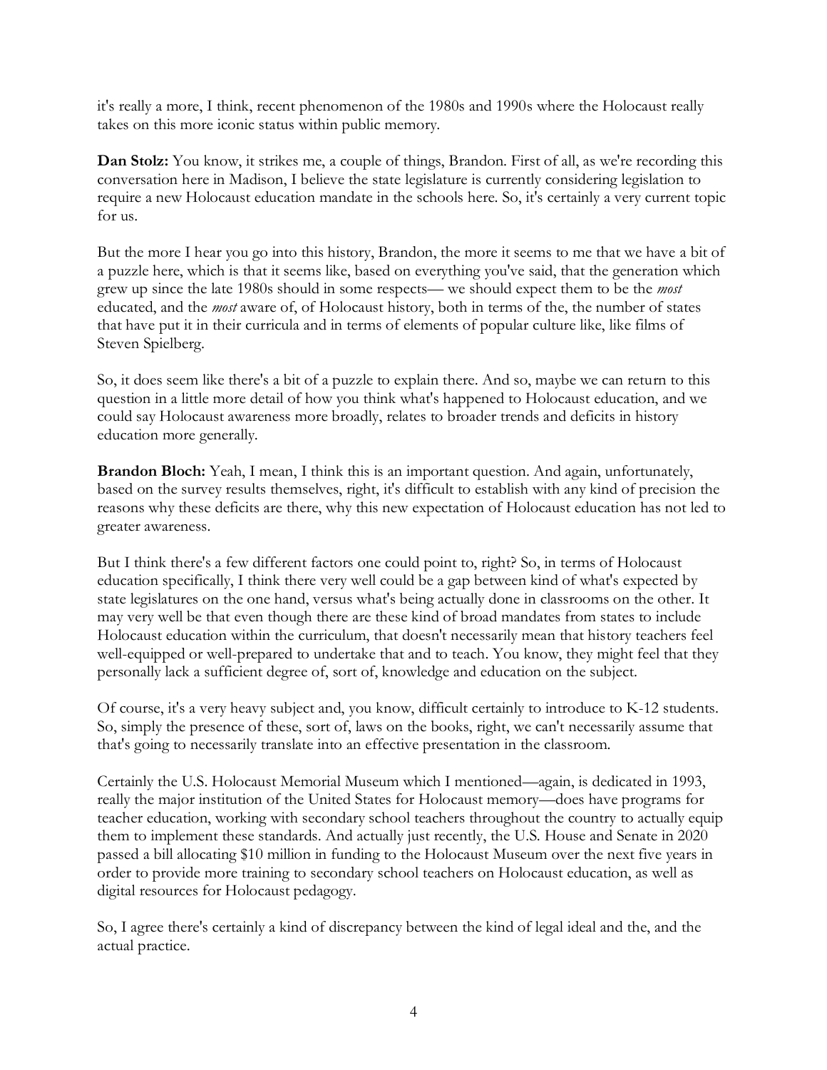it's really a more, I think, recent phenomenon of the 1980s and 1990s where the Holocaust really takes on this more iconic status within public memory.

**Dan Stolz:** You know, it strikes me, a couple of things, Brandon. First of all, as we're recording this conversation here in Madison, I believe the state legislature is currently considering legislation to require a new Holocaust education mandate in the schools here. So, it's certainly a very current topic for us.

But the more I hear you go into this history, Brandon, the more it seems to me that we have a bit of a puzzle here, which is that it seems like, based on everything you've said, that the generation which grew up since the late 1980s should in some respects— we should expect them to be the *most* educated, and the *most* aware of, of Holocaust history, both in terms of the, the number of states that have put it in their curricula and in terms of elements of popular culture like, like films of Steven Spielberg.

So, it does seem like there's a bit of a puzzle to explain there. And so, maybe we can return to this question in a little more detail of how you think what's happened to Holocaust education, and we could say Holocaust awareness more broadly, relates to broader trends and deficits in history education more generally.

**Brandon Bloch:** Yeah, I mean, I think this is an important question. And again, unfortunately, based on the survey results themselves, right, it's difficult to establish with any kind of precision the reasons why these deficits are there, why this new expectation of Holocaust education has not led to greater awareness.

But I think there's a few different factors one could point to, right? So, in terms of Holocaust education specifically, I think there very well could be a gap between kind of what's expected by state legislatures on the one hand, versus what's being actually done in classrooms on the other. It may very well be that even though there are these kind of broad mandates from states to include Holocaust education within the curriculum, that doesn't necessarily mean that history teachers feel well-equipped or well-prepared to undertake that and to teach. You know, they might feel that they personally lack a sufficient degree of, sort of, knowledge and education on the subject.

Of course, it's a very heavy subject and, you know, difficult certainly to introduce to K-12 students. So, simply the presence of these, sort of, laws on the books, right, we can't necessarily assume that that's going to necessarily translate into an effective presentation in the classroom.

Certainly the U.S. Holocaust Memorial Museum which I mentioned—again, is dedicated in 1993, really the major institution of the United States for Holocaust memory—does have programs for teacher education, working with secondary school teachers throughout the country to actually equip them to implement these standards. And actually just recently, the U.S. House and Senate in 2020 passed a bill allocating $10 million in funding to the Holocaust Museum over the next five years in order to provide more training to secondary school teachers on Holocaust education, as well as digital resources for Holocaust pedagogy.

So, I agree there's certainly a kind of discrepancy between the kind of legal ideal and the, and the actual practice.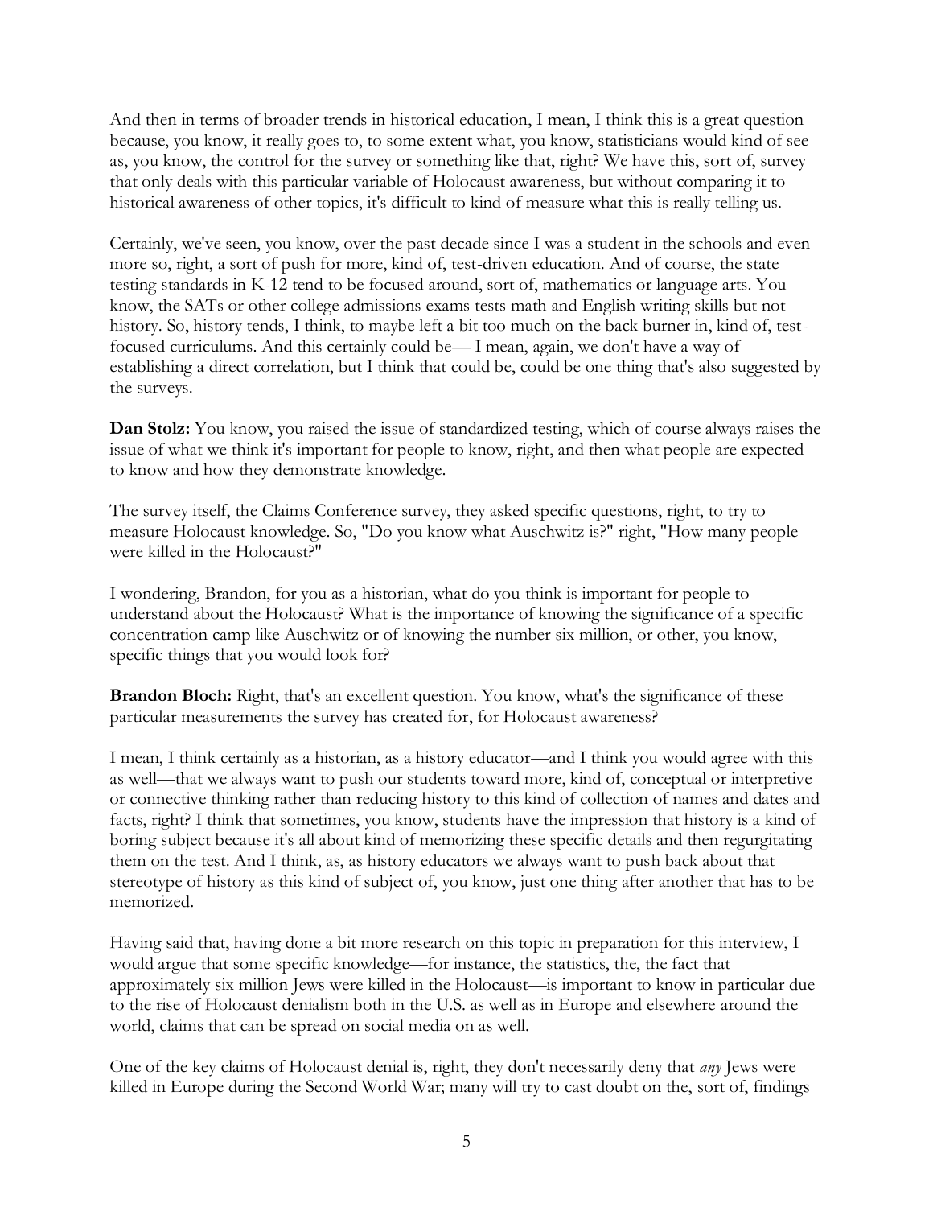And then in terms of broader trends in historical education, I mean, I think this is a great question because, you know, it really goes to, to some extent what, you know, statisticians would kind of see as, you know, the control for the survey or something like that, right? We have this, sort of, survey that only deals with this particular variable of Holocaust awareness, but without comparing it to historical awareness of other topics, it's difficult to kind of measure what this is really telling us.

Certainly, we've seen, you know, over the past decade since I was a student in the schools and even more so, right, a sort of push for more, kind of, test-driven education. And of course, the state testing standards in K-12 tend to be focused around, sort of, mathematics or language arts. You know, the SATs or other college admissions exams tests math and English writing skills but not history. So, history tends, I think, to maybe left a bit too much on the back burner in, kind of, test-focused curriculums. And this certainly could be— I mean, again, we don't have a way of establishing a direct correlation, but I think that could be, could be one thing that's also suggested by the surveys.

**Dan Stolz:** You know, you raised the issue of standardized testing, which of course always raises the issue of what we think it's important for people to know, right, and then what people are expected to know and how they demonstrate knowledge.

The survey itself, the Claims Conference survey, they asked specific questions, right, to try to measure Holocaust knowledge. So, "Do you know what Auschwitz is?" right, "How many people were killed in the Holocaust?"

I wondering, Brandon, for you as a historian, what do you think is important for people to understand about the Holocaust? What is the importance of knowing the significance of a specific concentration camp like Auschwitz or of knowing the number six million, or other, you know, specific things that you would look for?

**Brandon Bloch:** Right, that's an excellent question. You know, what's the significance of these particular measurements the survey has created for, for Holocaust awareness?

I mean, I think certainly as a historian, as a history educator—and I think you would agree with this as well—that we always want to push our students toward more, kind of, conceptual or interpretive or connective thinking rather than reducing history to this kind of collection of names and dates and facts, right? I think that sometimes, you know, students have the impression that history is a kind of boring subject because it's all about kind of memorizing these specific details and then regurgitating them on the test. And I think, as, as history educators we always want to push back about that stereotype of history as this kind of subject of, you know, just one thing after another that has to be memorized.

Having said that, having done a bit more research on this topic in preparation for this interview, I would argue that some specific knowledge—for instance, the statistics, the, the fact that approximately six million Jews were killed in the Holocaust—is important to know in particular due to the rise of Holocaust denialism both in the U.S. as well as in Europe and elsewhere around the world, claims that can be spread on social media on as well.

One of the key claims of Holocaust denial is, right, they don't necessarily deny that *any* Jews were killed in Europe during the Second World War; many will try to cast doubt on the, sort of, findings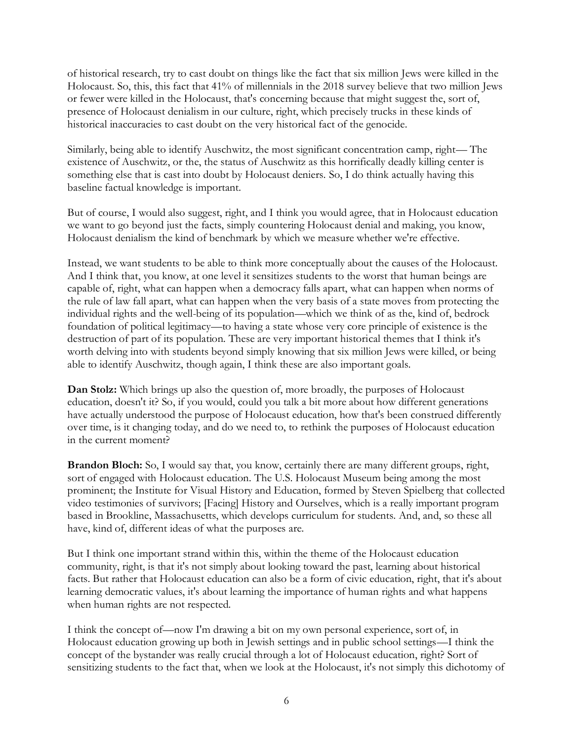of historical research, try to cast doubt on things like the fact that six million Jews were killed in the Holocaust. So, this, this fact that 41% of millennials in the 2018 survey believe that two million Jews or fewer were killed in the Holocaust, that's concerning because that might suggest the, sort of, presence of Holocaust denialism in our culture, right, which precisely trucks in these kinds of historical inaccuracies to cast doubt on the very historical fact of the genocide.

Similarly, being able to identify Auschwitz, the most significant concentration camp, right— The existence of Auschwitz, or the, the status of Auschwitz as this horrifically deadly killing center is something else that is cast into doubt by Holocaust deniers. So, I do think actually having this baseline factual knowledge is important.

But of course, I would also suggest, right, and I think you would agree, that in Holocaust education we want to go beyond just the facts, simply countering Holocaust denial and making, you know, Holocaust denialism the kind of benchmark by which we measure whether we're effective.

Instead, we want students to be able to think more conceptually about the causes of the Holocaust. And I think that, you know, at one level it sensitizes students to the worst that human beings are capable of, right, what can happen when a democracy falls apart, what can happen when norms of the rule of law fall apart, what can happen when the very basis of a state moves from protecting the individual rights and the well-being of its population—which we think of as the, kind of, bedrock foundation of political legitimacy—to having a state whose very core principle of existence is the destruction of part of its population. These are very important historical themes that I think it's worth delving into with students beyond simply knowing that six million Jews were killed, or being able to identify Auschwitz, though again, I think these are also important goals.

**Dan Stolz:** Which brings up also the question of, more broadly, the purposes of Holocaust education, doesn't it? So, if you would, could you talk a bit more about how different generations have actually understood the purpose of Holocaust education, how that's been construed differently over time, is it changing today, and do we need to, to rethink the purposes of Holocaust education in the current moment?

**Brandon Bloch:** So, I would say that, you know, certainly there are many different groups, right, sort of engaged with Holocaust education. The U.S. Holocaust Museum being among the most prominent; the Institute for Visual History and Education, formed by Steven Spielberg that collected video testimonies of survivors; [Facing] History and Ourselves, which is a really important program based in Brookline, Massachusetts, which develops curriculum for students. And, and, so these all have, kind of, different ideas of what the purposes are.

But I think one important strand within this, within the theme of the Holocaust education community, right, is that it's not simply about looking toward the past, learning about historical facts. But rather that Holocaust education can also be a form of civic education, right, that it's about learning democratic values, it's about learning the importance of human rights and what happens when human rights are not respected.

I think the concept of—now I'm drawing a bit on my own personal experience, sort of, in Holocaust education growing up both in Jewish settings and in public school settings—I think the concept of the bystander was really crucial through a lot of Holocaust education, right? Sort of sensitizing students to the fact that, when we look at the Holocaust, it's not simply this dichotomy of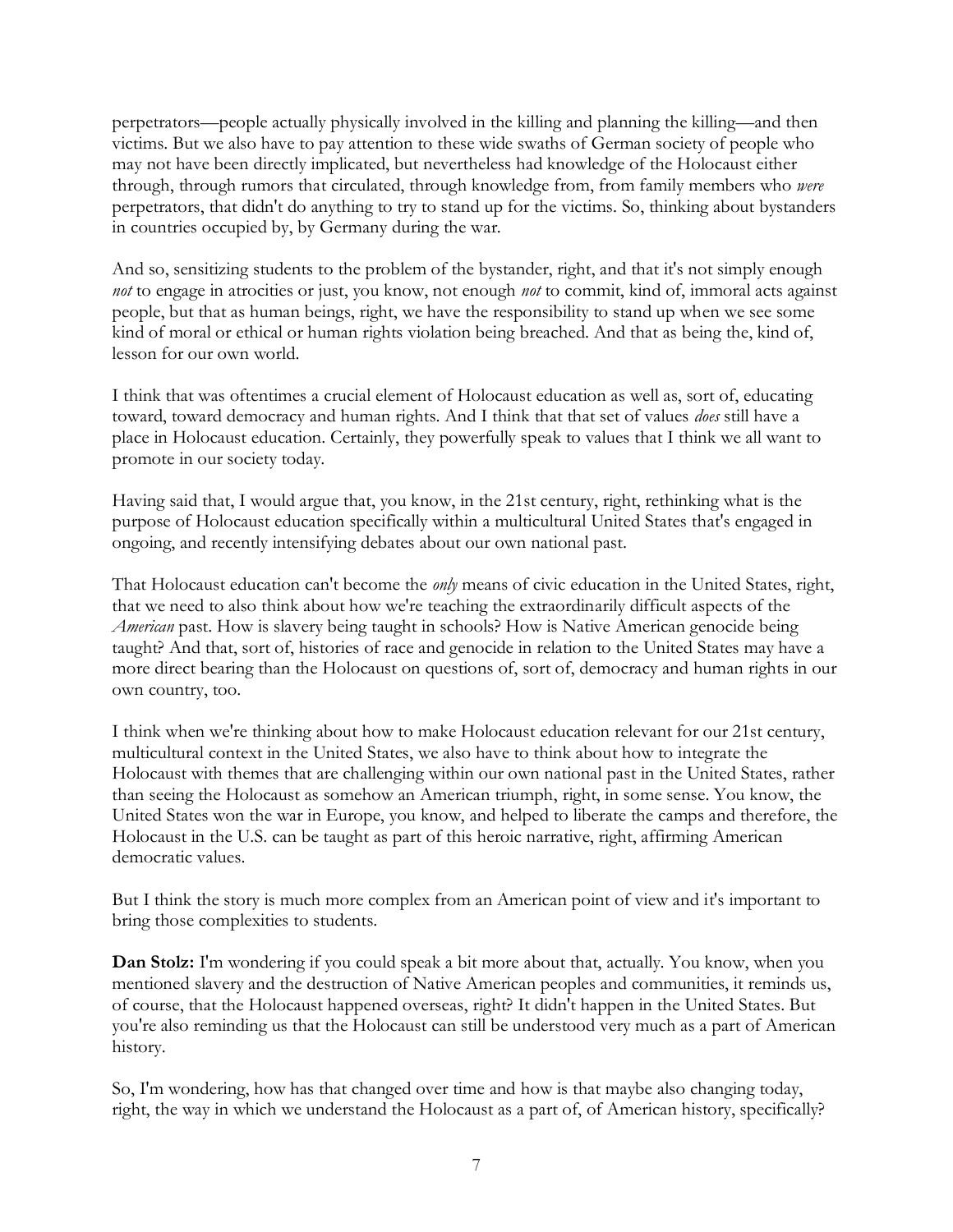perpetrators—people actually physically involved in the killing and planning the killing—and then victims. But we also have to pay attention to these wide swaths of German society of people who may not have been directly implicated, but nevertheless had knowledge of the Holocaust either through, through rumors that circulated, through knowledge from, from family members who *were* perpetrators, that didn't do anything to try to stand up for the victims. So, thinking about bystanders in countries occupied by, by Germany during the war.

And so, sensitizing students to the problem of the bystander, right, and that it's not simply enough *not* to engage in atrocities or just, you know, not enough *not* to commit, kind of, immoral acts against people, but that as human beings, right, we have the responsibility to stand up when we see some kind of moral or ethical or human rights violation being breached. And that as being the, kind of, lesson for our own world.

I think that was oftentimes a crucial element of Holocaust education as well as, sort of, educating toward, toward democracy and human rights. And I think that that set of values *does* still have a place in Holocaust education. Certainly, they powerfully speak to values that I think we all want to promote in our society today.

Having said that, I would argue that, you know, in the 21st century, right, rethinking what is the purpose of Holocaust education specifically within a multicultural United States that's engaged in ongoing, and recently intensifying debates about our own national past.

That Holocaust education can't become the *only* means of civic education in the United States, right, that we need to also think about how we're teaching the extraordinarily difficult aspects of the *American* past. How is slavery being taught in schools? How is Native American genocide being taught? And that, sort of, histories of race and genocide in relation to the United States may have a more direct bearing than the Holocaust on questions of, sort of, democracy and human rights in our own country, too.

I think when we're thinking about how to make Holocaust education relevant for our 21st century, multicultural context in the United States, we also have to think about how to integrate the Holocaust with themes that are challenging within our own national past in the United States, rather than seeing the Holocaust as somehow an American triumph, right, in some sense. You know, the United States won the war in Europe, you know, and helped to liberate the camps and therefore, the Holocaust in the U.S. can be taught as part of this heroic narrative, right, affirming American democratic values.

But I think the story is much more complex from an American point of view and it's important to bring those complexities to students.

**Dan Stolz:** I'm wondering if you could speak a bit more about that, actually. You know, when you mentioned slavery and the destruction of Native American peoples and communities, it reminds us, of course, that the Holocaust happened overseas, right? It didn't happen in the United States. But you're also reminding us that the Holocaust can still be understood very much as a part of American history.

So, I'm wondering, how has that changed over time and how is that maybe also changing today, right, the way in which we understand the Holocaust as a part of, of American history, specifically?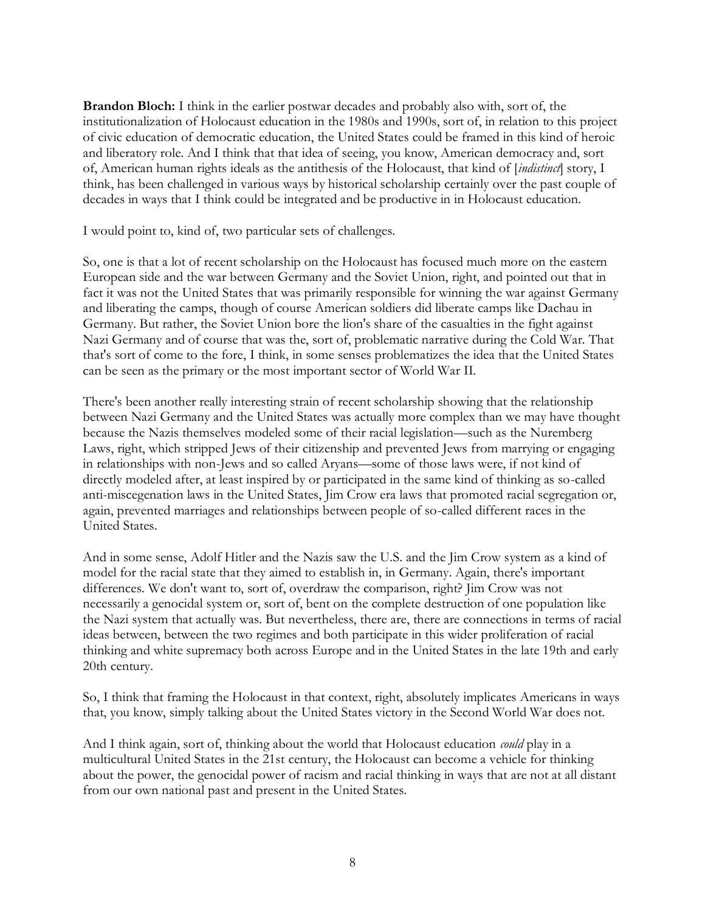**Brandon Bloch:** I think in the earlier postwar decades and probably also with, sort of, the institutionalization of Holocaust education in the 1980s and 1990s, sort of, in relation to this project of civic education of democratic education, the United States could be framed in this kind of heroic and liberatory role. And I think that that idea of seeing, you know, American democracy and, sort of, American human rights ideals as the antithesis of the Holocaust, that kind of [*indistinct*] story, I think, has been challenged in various ways by historical scholarship certainly over the past couple of decades in ways that I think could be integrated and be productive in in Holocaust education.

I would point to, kind of, two particular sets of challenges.

So, one is that a lot of recent scholarship on the Holocaust has focused much more on the eastern European side and the war between Germany and the Soviet Union, right, and pointed out that in fact it was not the United States that was primarily responsible for winning the war against Germany and liberating the camps, though of course American soldiers did liberate camps like Dachau in Germany. But rather, the Soviet Union bore the lion's share of the casualties in the fight against Nazi Germany and of course that was the, sort of, problematic narrative during the Cold War. That that's sort of come to the fore, I think, in some senses problematizes the idea that the United States can be seen as the primary or the most important sector of World War II.

There's been another really interesting strain of recent scholarship showing that the relationship between Nazi Germany and the United States was actually more complex than we may have thought because the Nazis themselves modeled some of their racial legislation—such as the Nuremberg Laws, right, which stripped Jews of their citizenship and prevented Jews from marrying or engaging in relationships with non-Jews and so called Aryans—some of those laws were, if not kind of directly modeled after, at least inspired by or participated in the same kind of thinking as so-called anti-miscegenation laws in the United States, Jim Crow era laws that promoted racial segregation or, again, prevented marriages and relationships between people of so-called different races in the United States.

And in some sense, Adolf Hitler and the Nazis saw the U.S. and the Jim Crow system as a kind of model for the racial state that they aimed to establish in, in Germany. Again, there's important differences. We don't want to, sort of, overdraw the comparison, right? Jim Crow was not necessarily a genocidal system or, sort of, bent on the complete destruction of one population like the Nazi system that actually was. But nevertheless, there are, there are connections in terms of racial ideas between, between the two regimes and both participate in this wider proliferation of racial thinking and white supremacy both across Europe and in the United States in the late 19th and early 20th century.

So, I think that framing the Holocaust in that context, right, absolutely implicates Americans in ways that, you know, simply talking about the United States victory in the Second World War does not.

And I think again, sort of, thinking about the world that Holocaust education *could* play in a multicultural United States in the 21st century, the Holocaust can become a vehicle for thinking about the power, the genocidal power of racism and racial thinking in ways that are not at all distant from our own national past and present in the United States.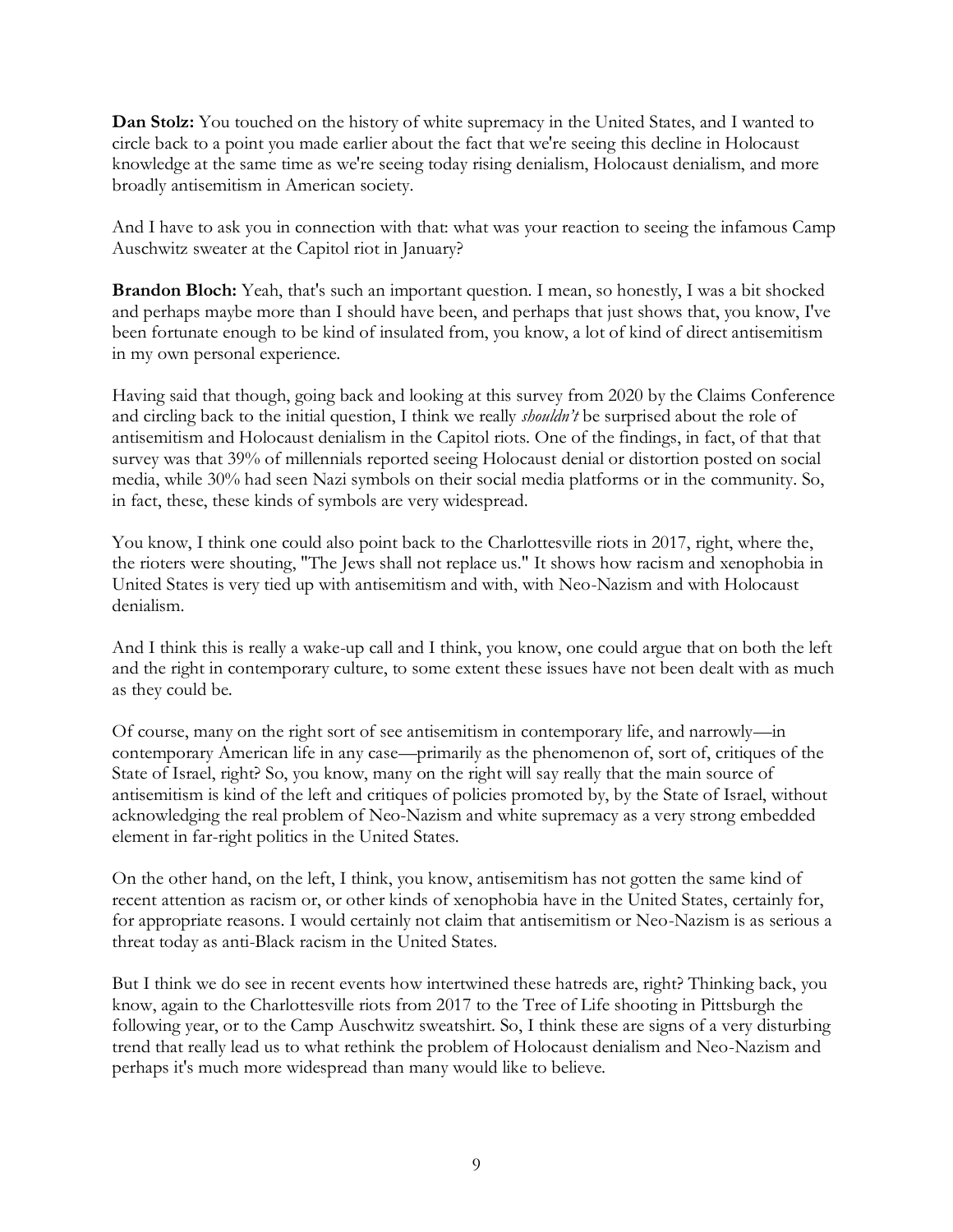**Dan Stolz:** You touched on the history of white supremacy in the United States, and I wanted to circle back to a point you made earlier about the fact that we're seeing this decline in Holocaust knowledge at the same time as we're seeing today rising denialism, Holocaust denialism, and more broadly antisemitism in American society.

And I have to ask you in connection with that: what was your reaction to seeing the infamous Camp Auschwitz sweater at the Capitol riot in January?

**Brandon Bloch:** Yeah, that's such an important question. I mean, so honestly, I was a bit shocked and perhaps maybe more than I should have been, and perhaps that just shows that, you know, I've been fortunate enough to be kind of insulated from, you know, a lot of kind of direct antisemitism in my own personal experience.

Having said that though, going back and looking at this survey from 2020 by the Claims Conference and circling back to the initial question, I think we really *shouldn't* be surprised about the role of antisemitism and Holocaust denialism in the Capitol riots. One of the findings, in fact, of that that survey was that 39% of millennials reported seeing Holocaust denial or distortion posted on social media, while 30% had seen Nazi symbols on their social media platforms or in the community. So, in fact, these, these kinds of symbols are very widespread.

You know, I think one could also point back to the Charlottesville riots in 2017, right, where the, the rioters were shouting, "The Jews shall not replace us." It shows how racism and xenophobia in United States is very tied up with antisemitism and with, with Neo-Nazism and with Holocaust denialism.

And I think this is really a wake-up call and I think, you know, one could argue that on both the left and the right in contemporary culture, to some extent these issues have not been dealt with as much as they could be.

Of course, many on the right sort of see antisemitism in contemporary life, and narrowly—in contemporary American life in any case—primarily as the phenomenon of, sort of, critiques of the State of Israel, right? So, you know, many on the right will say really that the main source of antisemitism is kind of the left and critiques of policies promoted by, by the State of Israel, without acknowledging the real problem of Neo-Nazism and white supremacy as a very strong embedded element in far-right politics in the United States.

On the other hand, on the left, I think, you know, antisemitism has not gotten the same kind of recent attention as racism or, or other kinds of xenophobia have in the United States, certainly for, for appropriate reasons. I would certainly not claim that antisemitism or Neo-Nazism is as serious a threat today as anti-Black racism in the United States.

But I think we do see in recent events how intertwined these hatreds are, right? Thinking back, you know, again to the Charlottesville riots from 2017 to the Tree of Life shooting in Pittsburgh the following year, or to the Camp Auschwitz sweatshirt. So, I think these are signs of a very disturbing trend that really lead us to what rethink the problem of Holocaust denialism and Neo-Nazism and perhaps it's much more widespread than many would like to believe.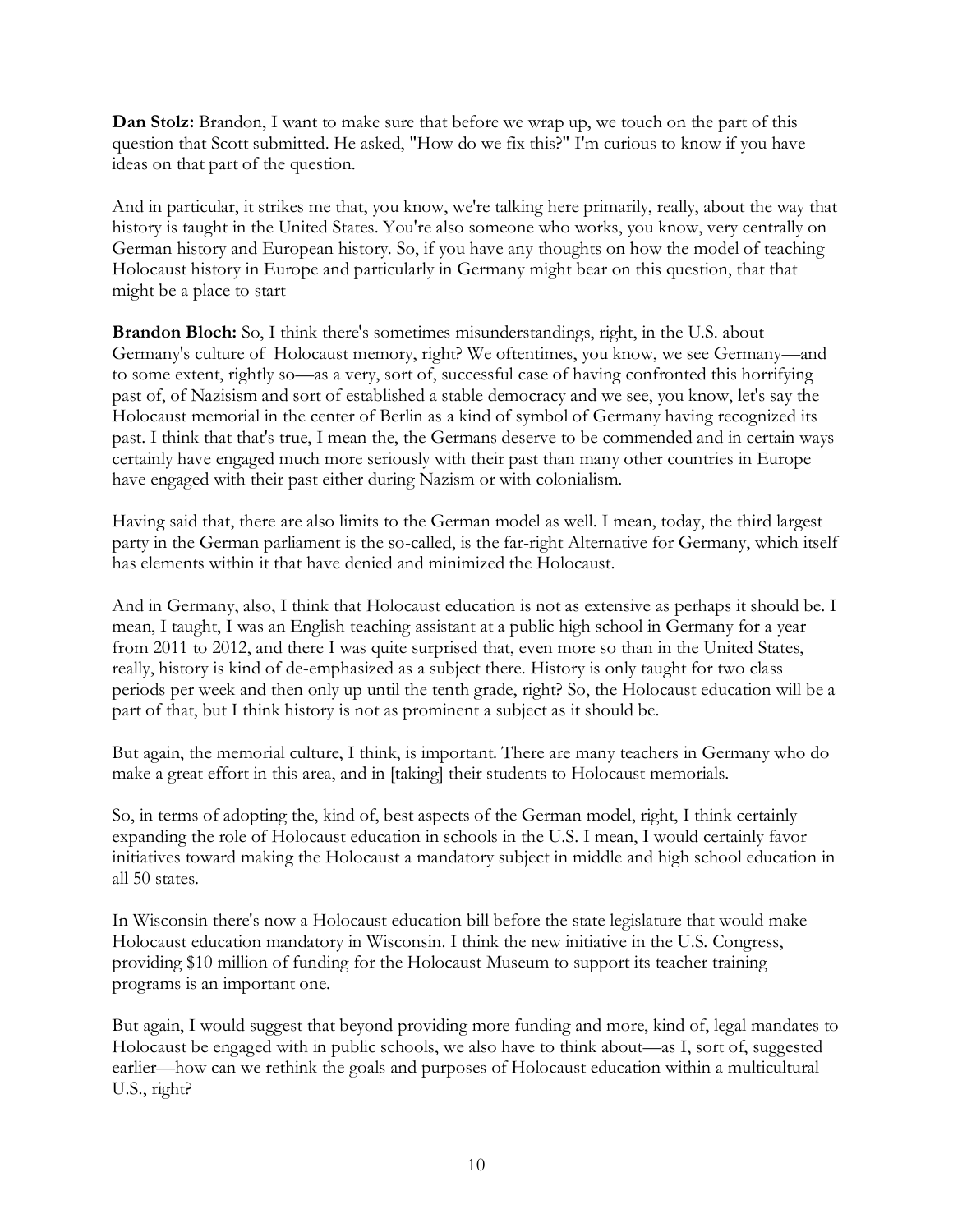**Dan Stolz:** Brandon, I want to make sure that before we wrap up, we touch on the part of this question that Scott submitted. He asked, "How do we fix this?" I'm curious to know if you have ideas on that part of the question.

And in particular, it strikes me that, you know, we're talking here primarily, really, about the way that history is taught in the United States. You're also someone who works, you know, very centrally on German history and European history. So, if you have any thoughts on how the model of teaching Holocaust history in Europe and particularly in Germany might bear on this question, that that might be a place to start

**Brandon Bloch:** So, I think there's sometimes misunderstandings, right, in the U.S. about Germany's culture of Holocaust memory, right? We oftentimes, you know, we see Germany—and to some extent, rightly so—as a very, sort of, successful case of having confronted this horrifying past of, of Nazisism and sort of established a stable democracy and we see, you know, let's say the Holocaust memorial in the center of Berlin as a kind of symbol of Germany having recognized its past. I think that that's true, I mean the, the Germans deserve to be commended and in certain ways certainly have engaged much more seriously with their past than many other countries in Europe have engaged with their past either during Nazism or with colonialism.

Having said that, there are also limits to the German model as well. I mean, today, the third largest party in the German parliament is the so-called, is the far-right Alternative for Germany, which itself has elements within it that have denied and minimized the Holocaust.

And in Germany, also, I think that Holocaust education is not as extensive as perhaps it should be. I mean, I taught, I was an English teaching assistant at a public high school in Germany for a year from 2011 to 2012, and there I was quite surprised that, even more so than in the United States, really, history is kind of de-emphasized as a subject there. History is only taught for two class periods per week and then only up until the tenth grade, right? So, the Holocaust education will be a part of that, but I think history is not as prominent a subject as it should be.

But again, the memorial culture, I think, is important. There are many teachers in Germany who do make a great effort in this area, and in [taking] their students to Holocaust memorials.

So, in terms of adopting the, kind of, best aspects of the German model, right, I think certainly expanding the role of Holocaust education in schools in the U.S. I mean, I would certainly favor initiatives toward making the Holocaust a mandatory subject in middle and high school education in all 50 states.

In Wisconsin there's now a Holocaust education bill before the state legislature that would make Holocaust education mandatory in Wisconsin. I think the new initiative in the U.S. Congress, providing $10 million of funding for the Holocaust Museum to support its teacher training programs is an important one.

But again, I would suggest that beyond providing more funding and more, kind of, legal mandates to Holocaust be engaged with in public schools, we also have to think about—as I, sort of, suggested earlier—how can we rethink the goals and purposes of Holocaust education within a multicultural U.S., right?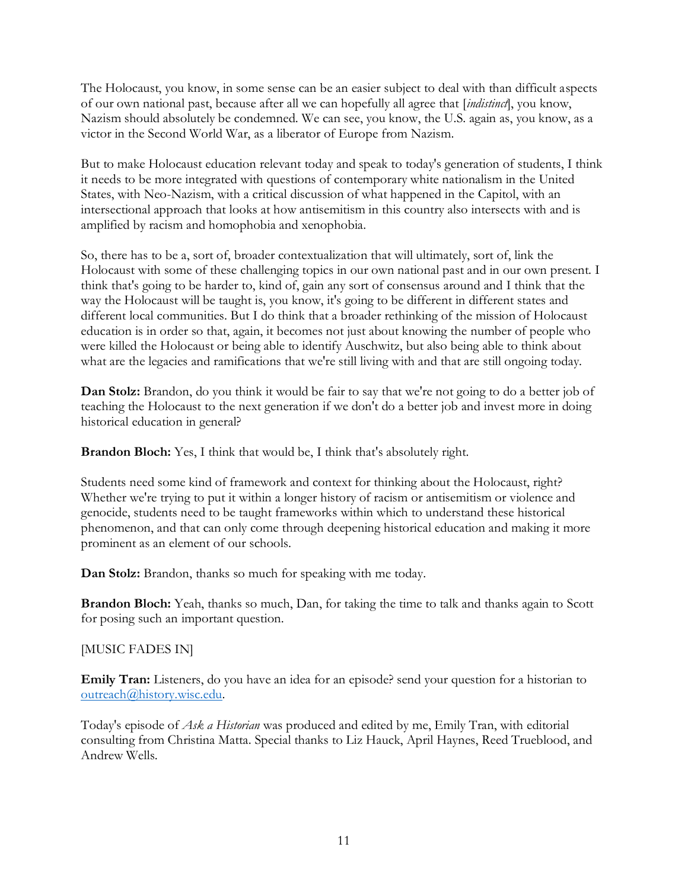The Holocaust, you know, in some sense can be an easier subject to deal with than difficult aspects of our own national past, because after all we can hopefully all agree that [*indistinct*], you know, Nazism should absolutely be condemned. We can see, you know, the U.S. again as, you know, as a victor in the Second World War, as a liberator of Europe from Nazism.

But to make Holocaust education relevant today and speak to today's generation of students, I think it needs to be more integrated with questions of contemporary white nationalism in the United States, with Neo-Nazism, with a critical discussion of what happened in the Capitol, with an intersectional approach that looks at how antisemitism in this country also intersects with and is amplified by racism and homophobia and xenophobia.

So, there has to be a, sort of, broader contextualization that will ultimately, sort of, link the Holocaust with some of these challenging topics in our own national past and in our own present. I think that's going to be harder to, kind of, gain any sort of consensus around and I think that the way the Holocaust will be taught is, you know, it's going to be different in different states and different local communities. But I do think that a broader rethinking of the mission of Holocaust education is in order so that, again, it becomes not just about knowing the number of people who were killed the Holocaust or being able to identify Auschwitz, but also being able to think about what are the legacies and ramifications that we're still living with and that are still ongoing today.

**Dan Stolz:** Brandon, do you think it would be fair to say that we're not going to do a better job of teaching the Holocaust to the next generation if we don't do a better job and invest more in doing historical education in general?

**Brandon Bloch:** Yes, I think that would be, I think that's absolutely right.

Students need some kind of framework and context for thinking about the Holocaust, right? Whether we're trying to put it within a longer history of racism or antisemitism or violence and genocide, students need to be taught frameworks within which to understand these historical phenomenon, and that can only come through deepening historical education and making it more prominent as an element of our schools.

**Dan Stolz:** Brandon, thanks so much for speaking with me today.

**Brandon Bloch:** Yeah, thanks so much, Dan, for taking the time to talk and thanks again to Scott for posing such an important question.

[MUSIC FADES IN]

**Emily Tran:** Listeners, do you have an idea for an episode? send your question for a historian to outreach@history.wisc.edu.

Today's episode of *Ask a Historian* was produced and edited by me, Emily Tran, with editorial consulting from Christina Matta. Special thanks to Liz Hauck, April Haynes, Reed Trueblood, and Andrew Wells.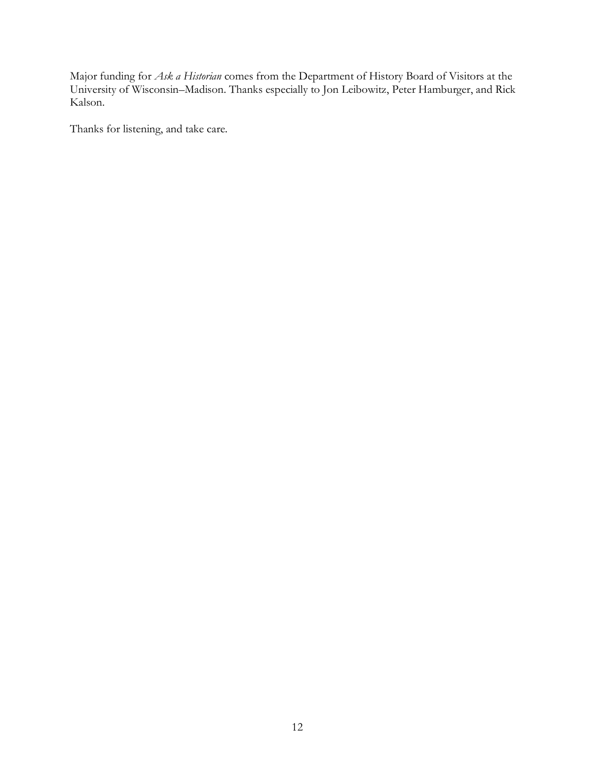Major funding for *Ask a Historian* comes from the Department of History Board of Visitors at the University of Wisconsin–Madison. Thanks especially to Jon Leibowitz, Peter Hamburger, and Rick Kalson.

Thanks for listening, and take care.